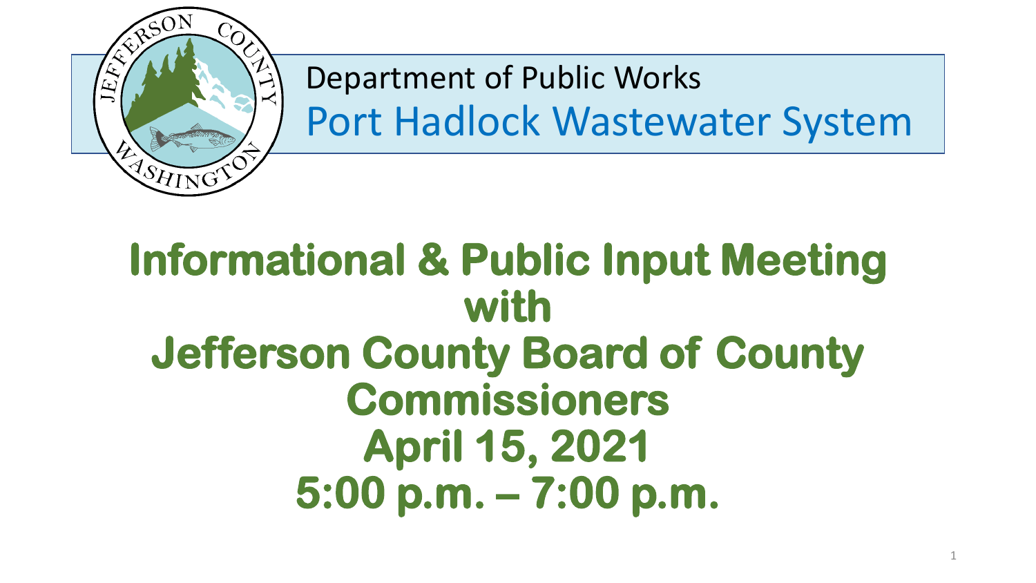Department of Public Works

# Port Hadlock Wastewater System

## Informational & Public Input Meeting with Jefferson County Board of County Commissioners

## April 15, 2021

## 5:00 p.m. – 7:00 p.m.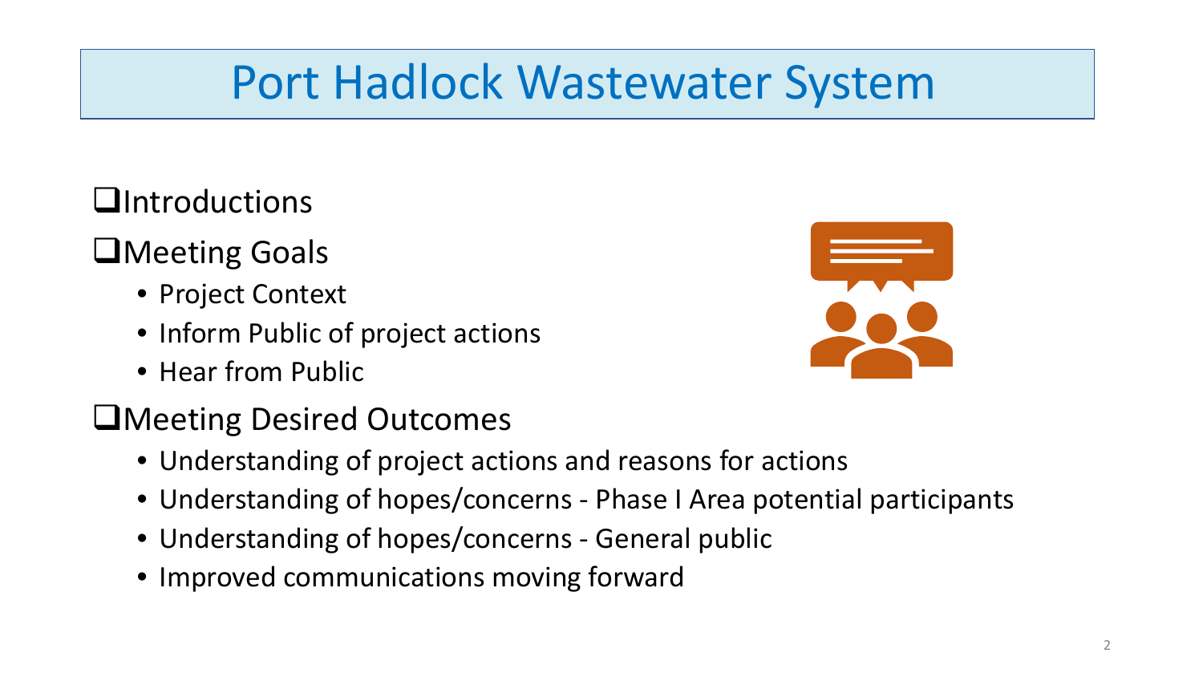# Port Hadlock Wastewater System

- ❑ Introductions
- ❑ Meeting Goals
  - Project Context
  - Inform Public of project actions
  - Hear from Public
- ❑ Meeting Desired Outcomes
  - Understanding of project actions and reasons for actions
  - Understanding of hopes/concerns - Phase I Area potential participants
  - Understanding of hopes/concerns - General public
  - Improved communications moving forward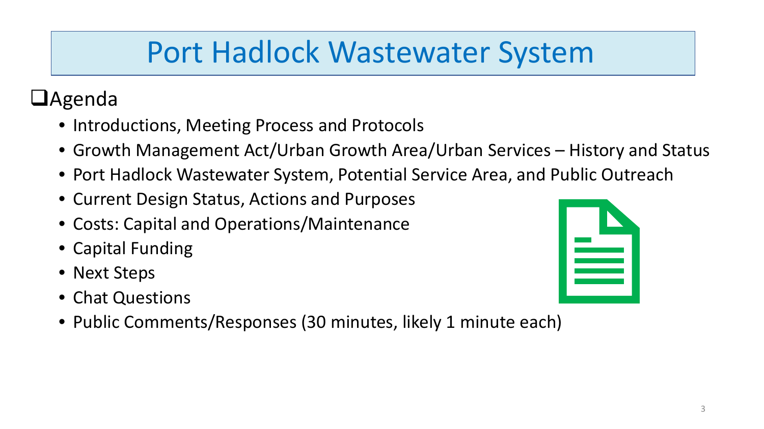# Port Hadlock Wastewater System

## Agenda

- Introductions, Meeting Process and Protocols
- Growth Management Act/Urban Growth Area/Urban Services – History and Status
- Port Hadlock Wastewater System, Potential Service Area, and Public Outreach
- Current Design Status, Actions and Purposes
- Costs: Capital and Operations/Maintenance
- Capital Funding
- Next Steps
- Chat Questions
- Public Comments/Responses (30 minutes, likely 1 minute each)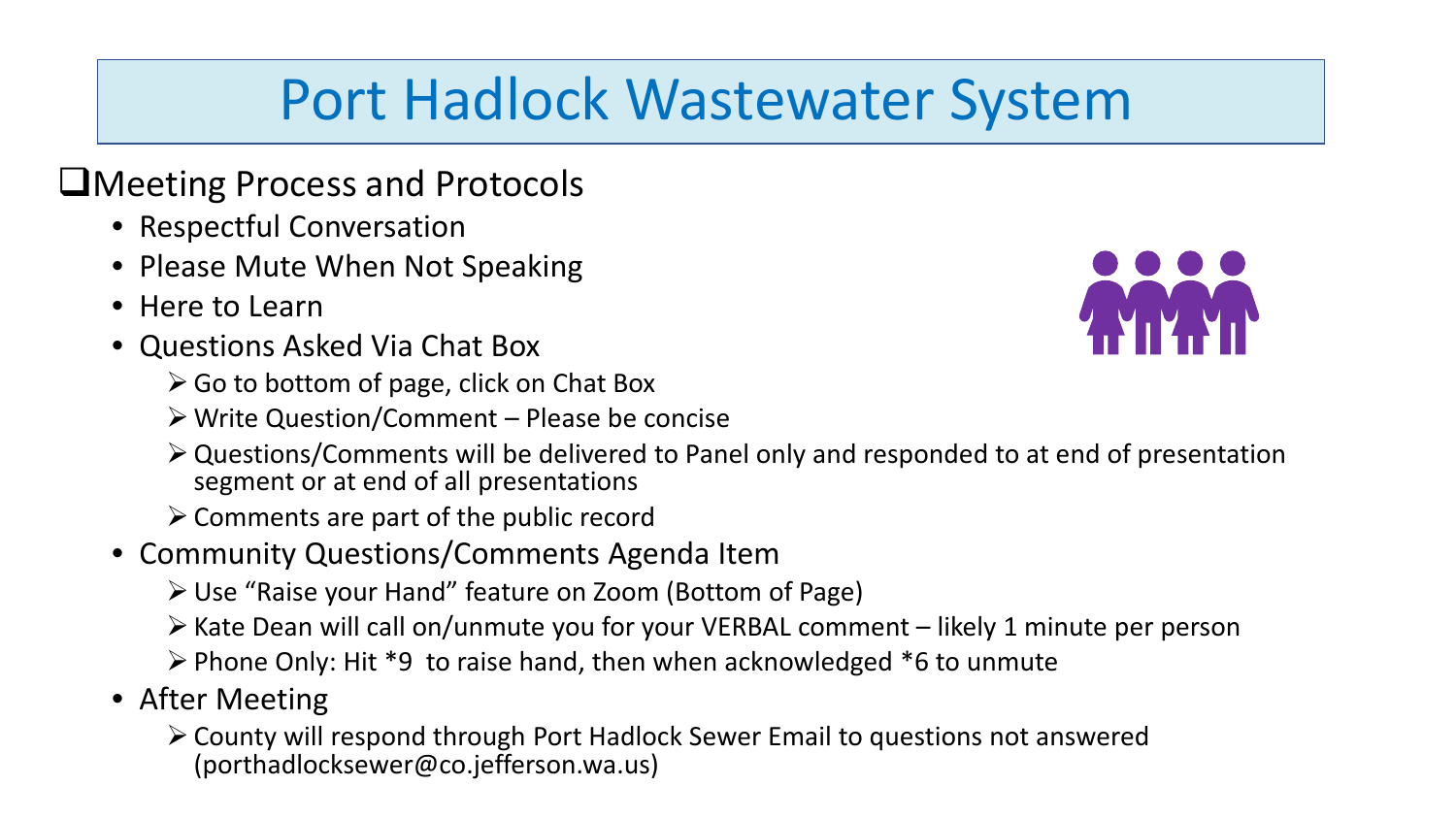# Port Hadlock Wastewater System

## Meeting Process and Protocols

- Respectful Conversation
- Please Mute When Not Speaking
- Here to Learn
- Questions Asked Via Chat Box
  - Go to bottom of page, click on Chat Box
  - Write Question/Comment – Please be concise
  - Questions/Comments will be delivered to Panel only and responded to at end of presentation segment or at end of all presentations
  - Comments are part of the public record
- Community Questions/Comments Agenda Item
  - Use "Raise your Hand" feature on Zoom (Bottom of Page)
  - Kate Dean will call on/unmute you for your VERBAL comment – likely 1 minute per person
  - Phone Only: Hit *9 to raise hand, then when acknowledged *6 to unmute
- After Meeting
  - County will respond through Port Hadlock Sewer Email to questions not answered (porthadlocksewer@co.jefferson.wa.us)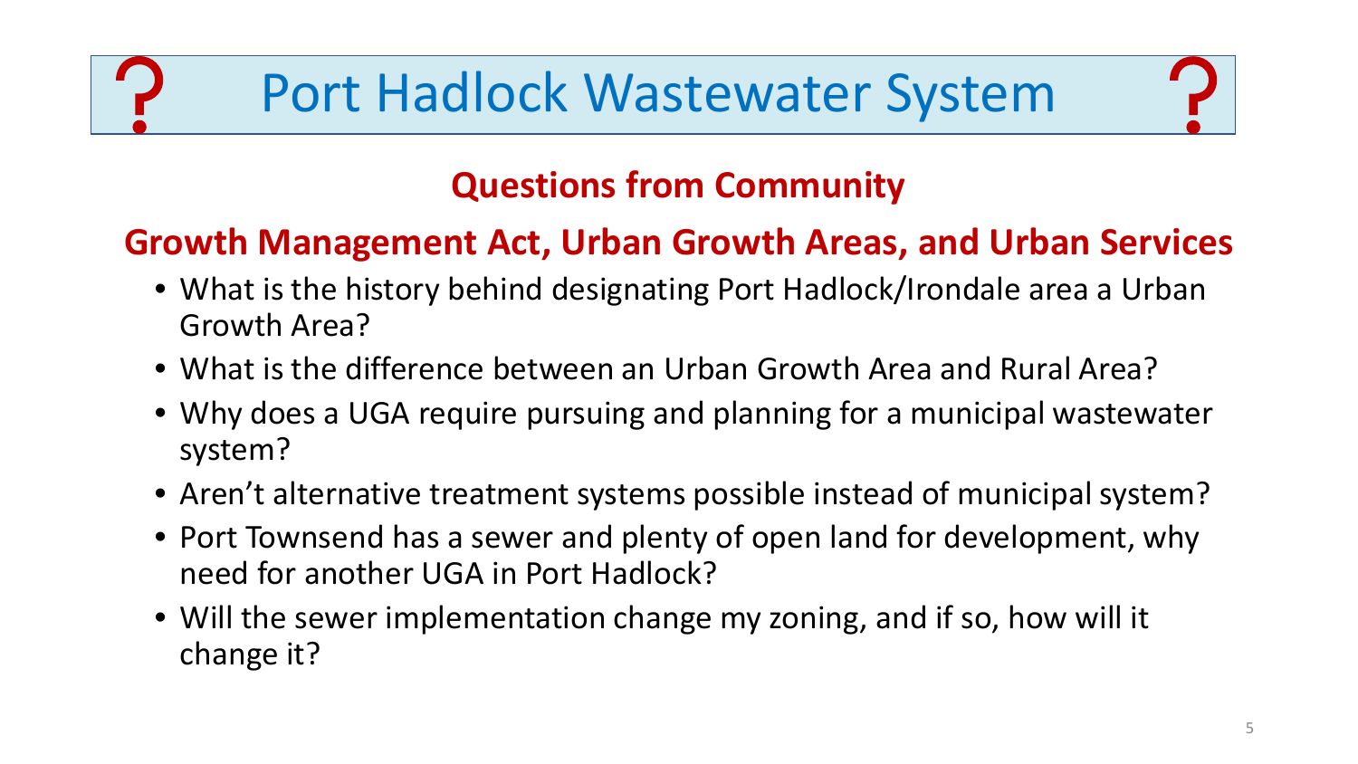# Port Hadlock Wastewater System

## Questions from Community

## Growth Management Act, Urban Growth Areas, and Urban Services

- What is the history behind designating Port Hadlock/Irondale area a Urban Growth Area?
- What is the difference between an Urban Growth Area and Rural Area?
- Why does a UGA require pursuing and planning for a municipal wastewater system?
- Aren't alternative treatment systems possible instead of municipal system?
- Port Townsend has a sewer and plenty of open land for development, why need for another UGA in Port Hadlock?
- Will the sewer implementation change my zoning, and if so, how will it change it?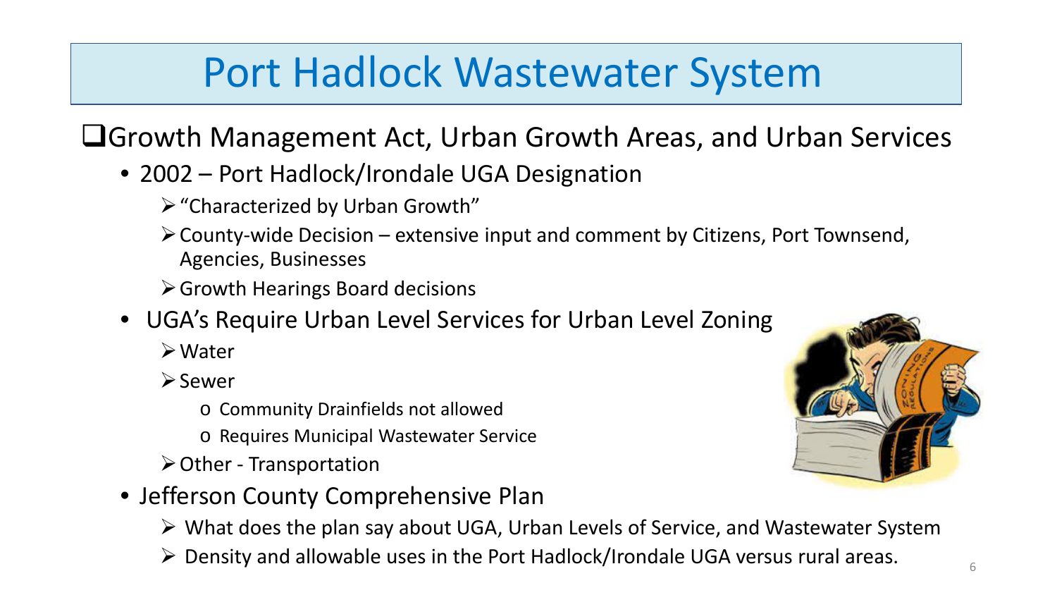# Port Hadlock Wastewater System

## Growth Management Act, Urban Growth Areas, and Urban Services

- 2002 – Port Hadlock/Irondale UGA Designation
  - "Characterized by Urban Growth"
  - County-wide Decision – extensive input and comment by Citizens, Port Townsend, Agencies, Businesses
  - Growth Hearings Board decisions
- UGA's Require Urban Level Services for Urban Level Zoning
  - Water
  - Sewer
    - Community Drainfields not allowed
    - Requires Municipal Wastewater Service
  - Other - Transportation
- Jefferson County Comprehensive Plan
  - What does the plan say about UGA, Urban Levels of Service, and Wastewater System
  - Density and allowable uses in the Port Hadlock/Irondale UGA versus rural areas.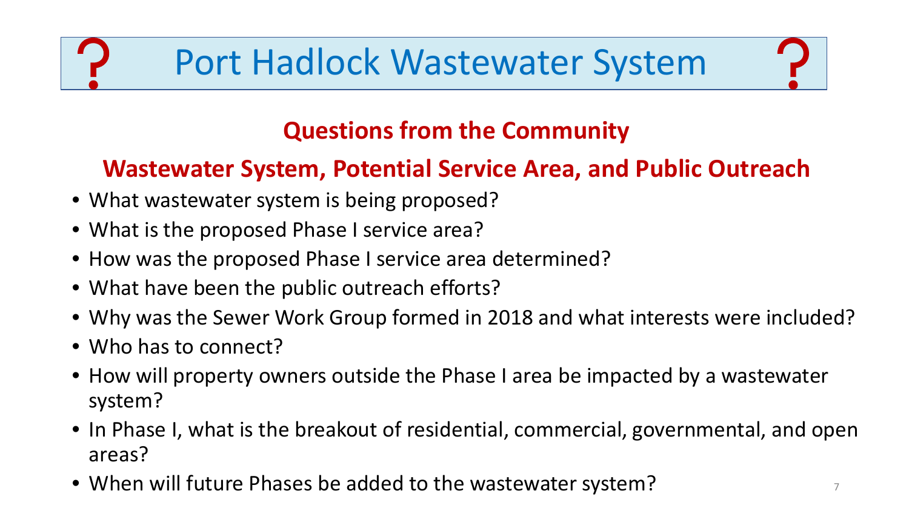# Port Hadlock Wastewater System

## Questions from the Community

## Wastewater System, Potential Service Area, and Public Outreach

- What wastewater system is being proposed?
- What is the proposed Phase I service area?
- How was the proposed Phase I service area determined?
- What have been the public outreach efforts?
- Why was the Sewer Work Group formed in 2018 and what interests were included?
- Who has to connect?
- How will property owners outside the Phase I area be impacted by a wastewater system?
- In Phase I, what is the breakout of residential, commercial, governmental, and open areas?
- When will future Phases be added to the wastewater system?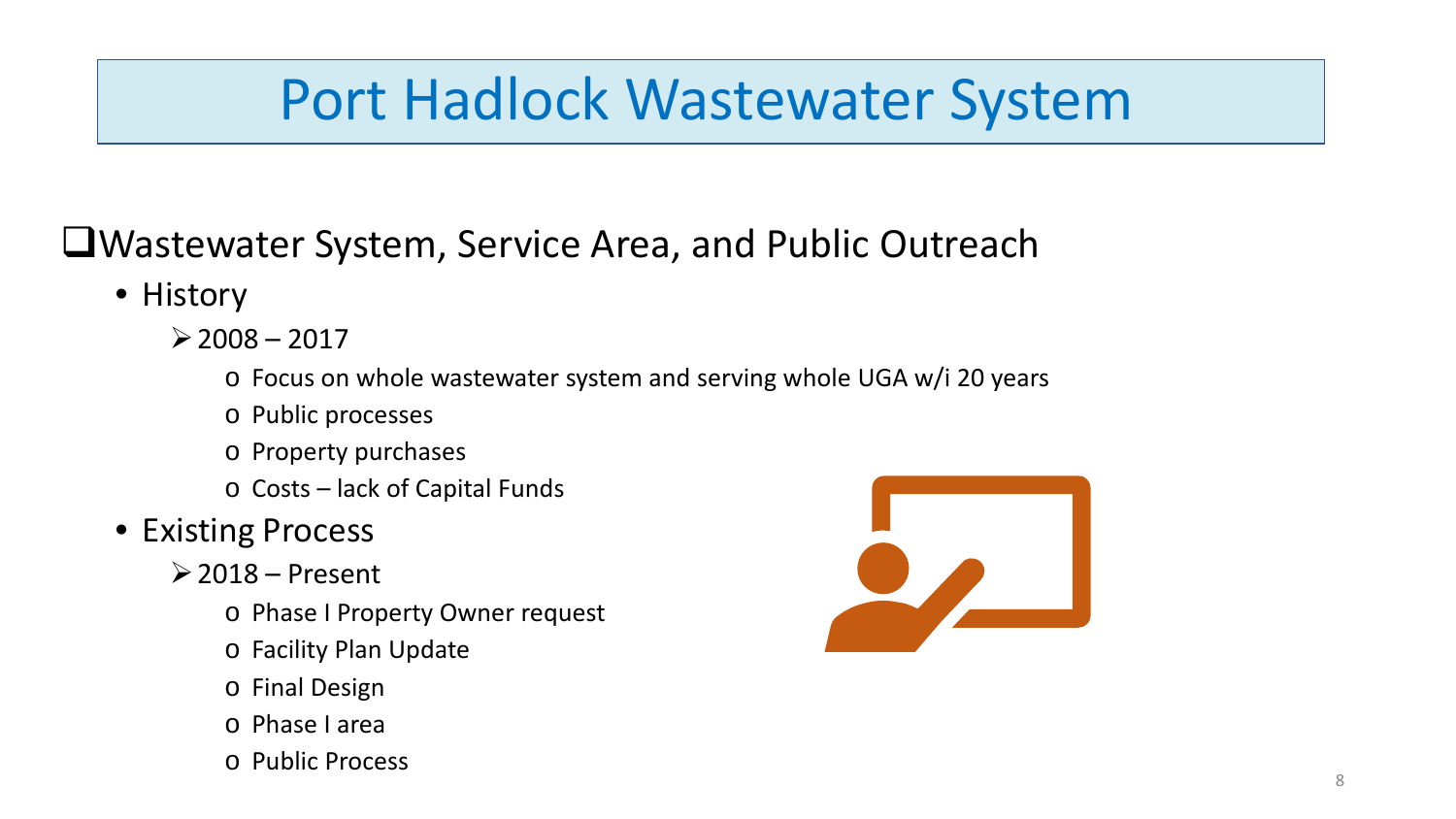# Port Hadlock Wastewater System

- Wastewater System, Service Area, and Public Outreach
  - History
    - 2008 – 2017
      - Focus on whole wastewater system and serving whole UGA w/i 20 years
      - Public processes
      - Property purchases
      - Costs – lack of Capital Funds
  - Existing Process
    - 2018 – Present
      - Phase I Property Owner request
      - Facility Plan Update
      - Final Design
      - Phase I area
      - Public Process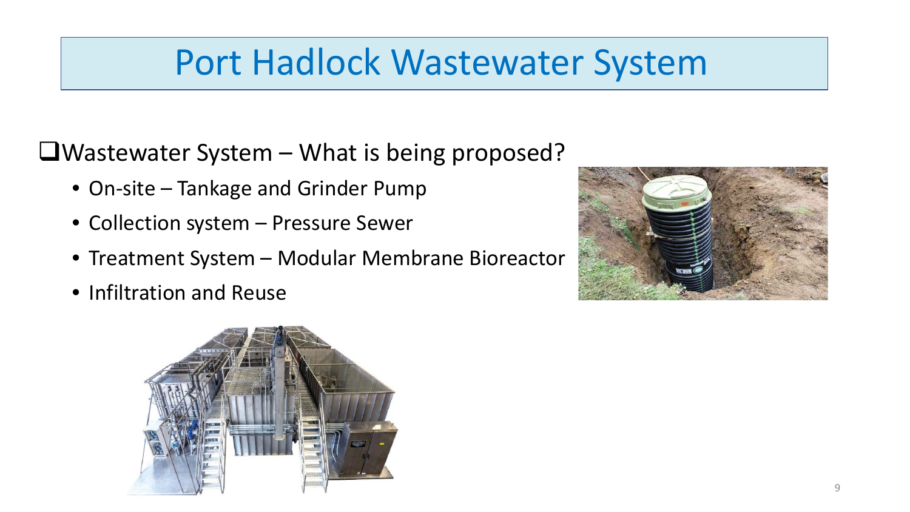# Port Hadlock Wastewater System

- Wastewater System – What is being proposed?
  - On-site – Tankage and Grinder Pump
  - Collection system – Pressure Sewer
  - Treatment System – Modular Membrane Bioreactor
  - Infiltration and Reuse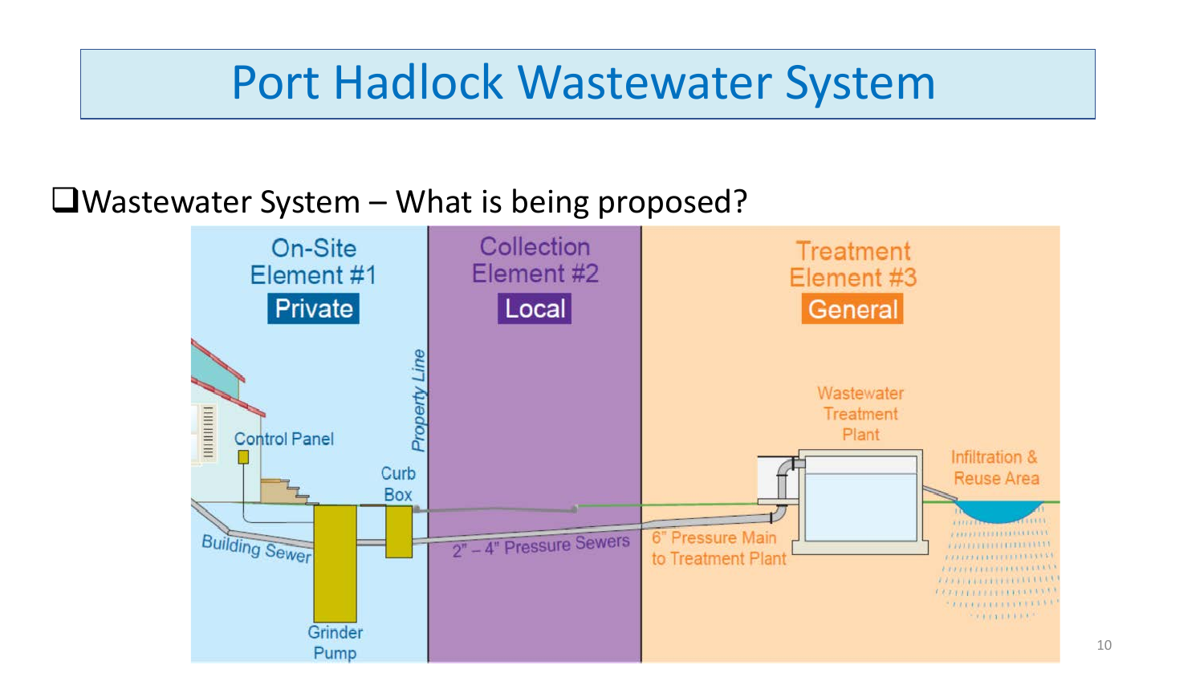# Port Hadlock Wastewater System

- Wastewater System – What is being proposed?

On-Site Element #1 — Private

Collection Element #2 — Local

Treatment Element #3 — General

Control Panel

Property Line

Curb Box

Building Sewer

Grinder Pump

2" – 4" Pressure Sewers

6" Pressure Main to Treatment Plant

Wastewater Treatment Plant

Infiltration & Reuse Area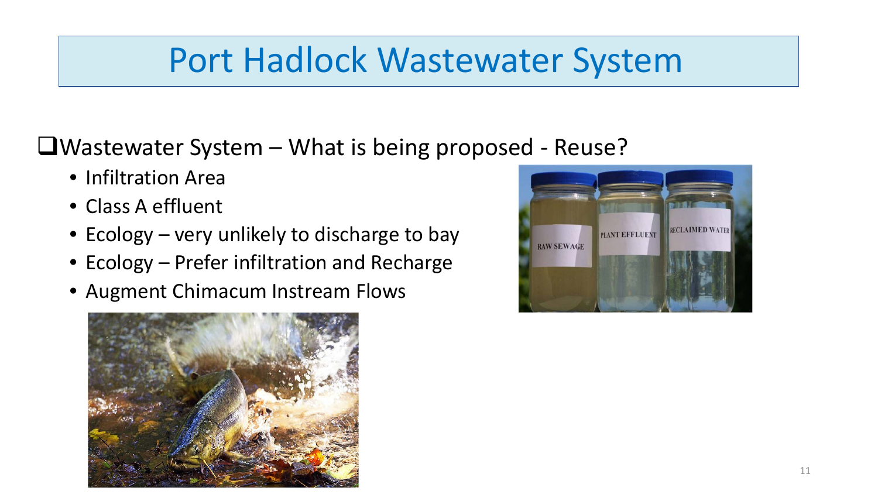# Port Hadlock Wastewater System

- Wastewater System – What is being proposed - Reuse?
  - Infiltration Area
  - Class A effluent
  - Ecology – very unlikely to discharge to bay
  - Ecology – Prefer infiltration and Recharge
  - Augment Chimacum Instream Flows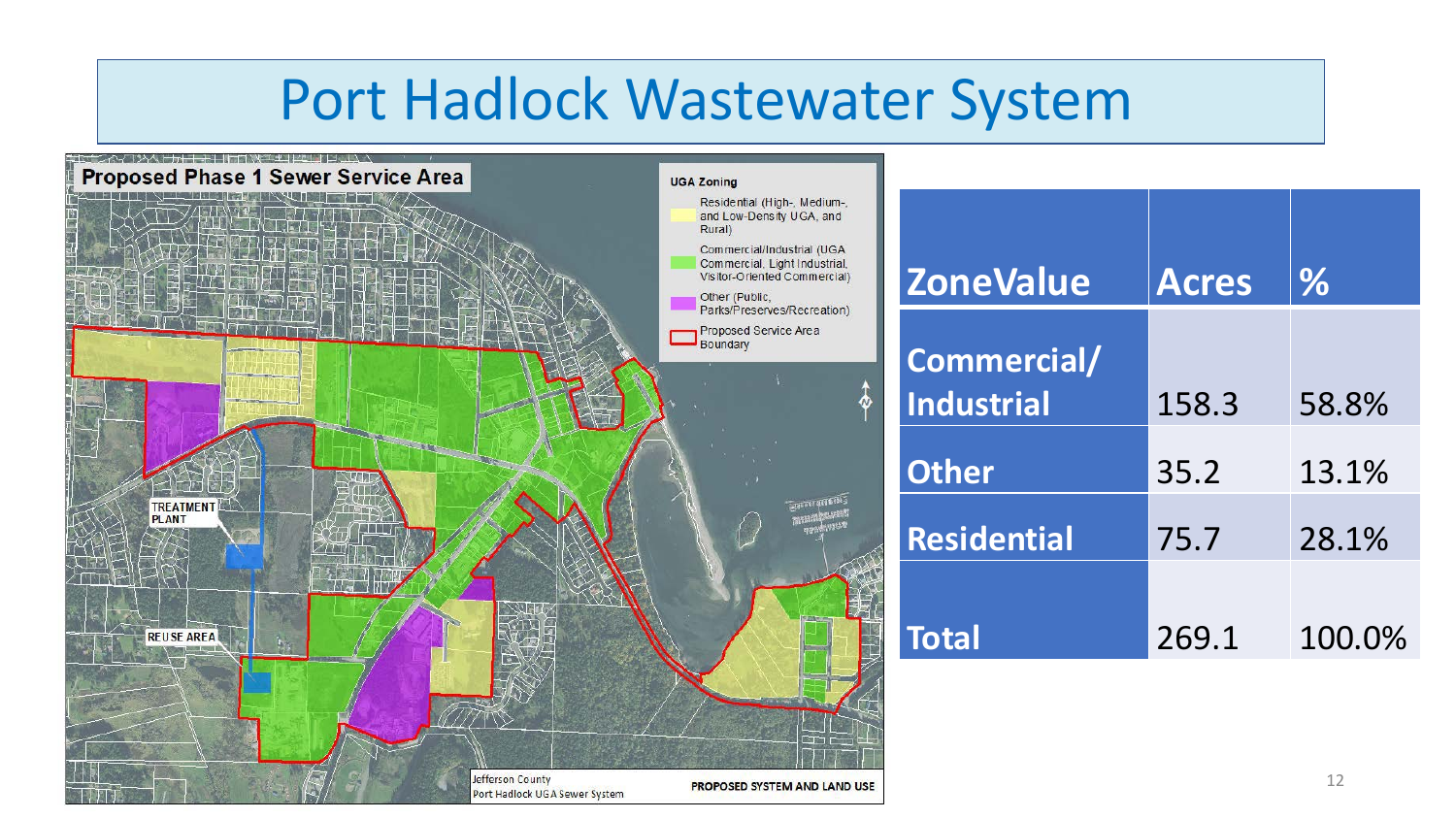# Port Hadlock Wastewater System

| ZoneValue | Acres | % |
|---|---|---|
| Commercial/ Industrial | 158.3 | 58.8% |
| Other | 35.2 | 13.1% |
| Residential | 75.7 | 28.1% |
| Total | 269.1 | 100.0% |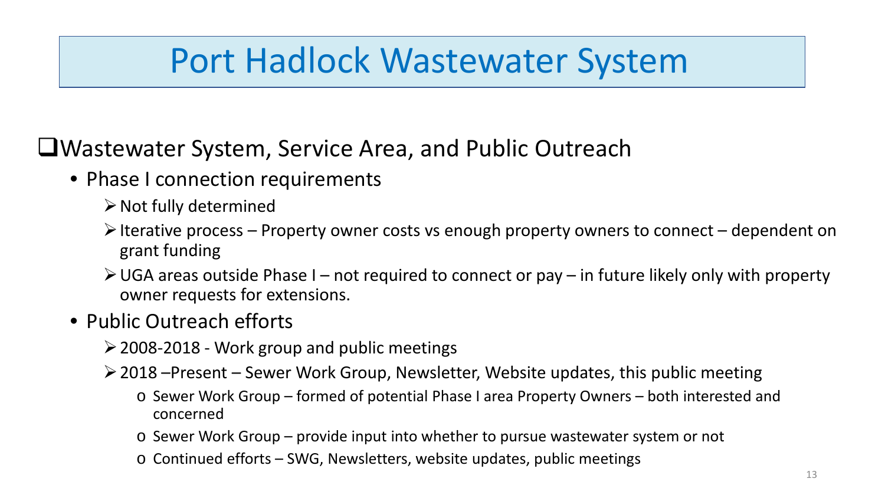# Port Hadlock Wastewater System

- Wastewater System, Service Area, and Public Outreach
  - Phase I connection requirements
    - Not fully determined
    - Iterative process – Property owner costs vs enough property owners to connect – dependent on grant funding
    - UGA areas outside Phase I – not required to connect or pay – in future likely only with property owner requests for extensions.
  - Public Outreach efforts
    - 2008-2018 - Work group and public meetings
    - 2018 –Present – Sewer Work Group, Newsletter, Website updates, this public meeting
      - Sewer Work Group – formed of potential Phase I area Property Owners – both interested and concerned
      - Sewer Work Group – provide input into whether to pursue wastewater system or not
      - Continued efforts – SWG, Newsletters, website updates, public meetings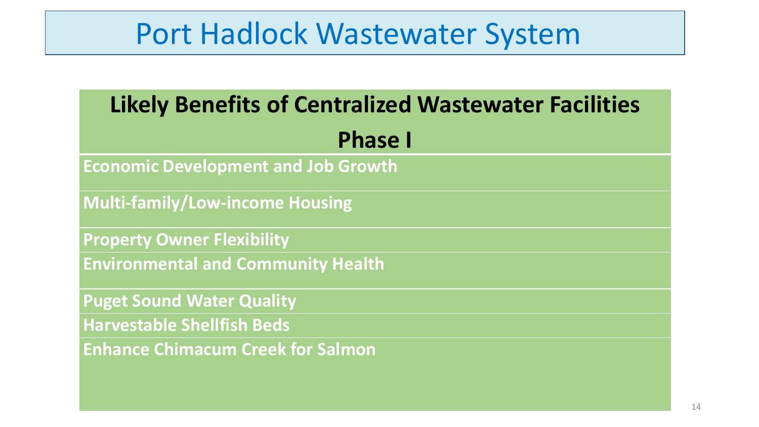# Port Hadlock Wastewater System

| Likely Benefits of Centralized Wastewater Facilities Phase I |
|---|
| **Economic Development and Job Growth** |
| **Multi-family/Low-income Housing** |
| **Property Owner Flexibility** |
| **Environmental and Community Health** |
| **Puget Sound Water Quality** |
| **Harvestable Shellfish Beds** |
| **Enhance Chimacum Creek for Salmon** |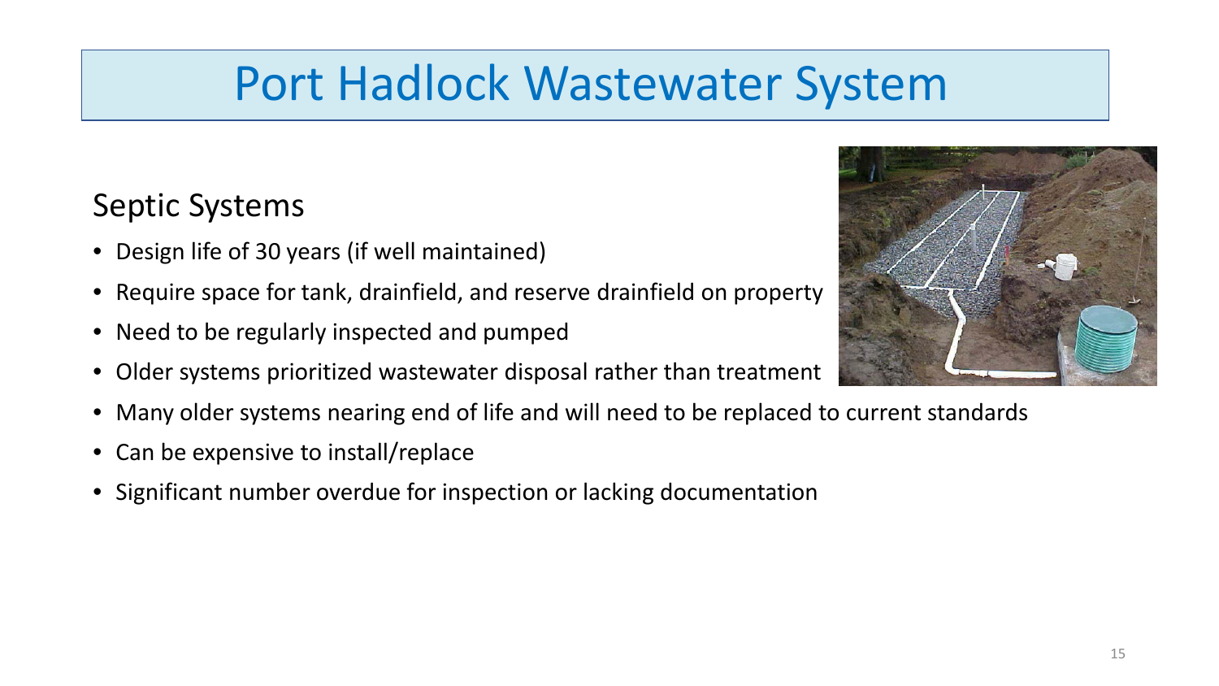# Port Hadlock Wastewater System

## Septic Systems

- Design life of 30 years (if well maintained)
- Require space for tank, drainfield, and reserve drainfield on property
- Need to be regularly inspected and pumped
- Older systems prioritized wastewater disposal rather than treatment
- Many older systems nearing end of life and will need to be replaced to current standards
- Can be expensive to install/replace
- Significant number overdue for inspection or lacking documentation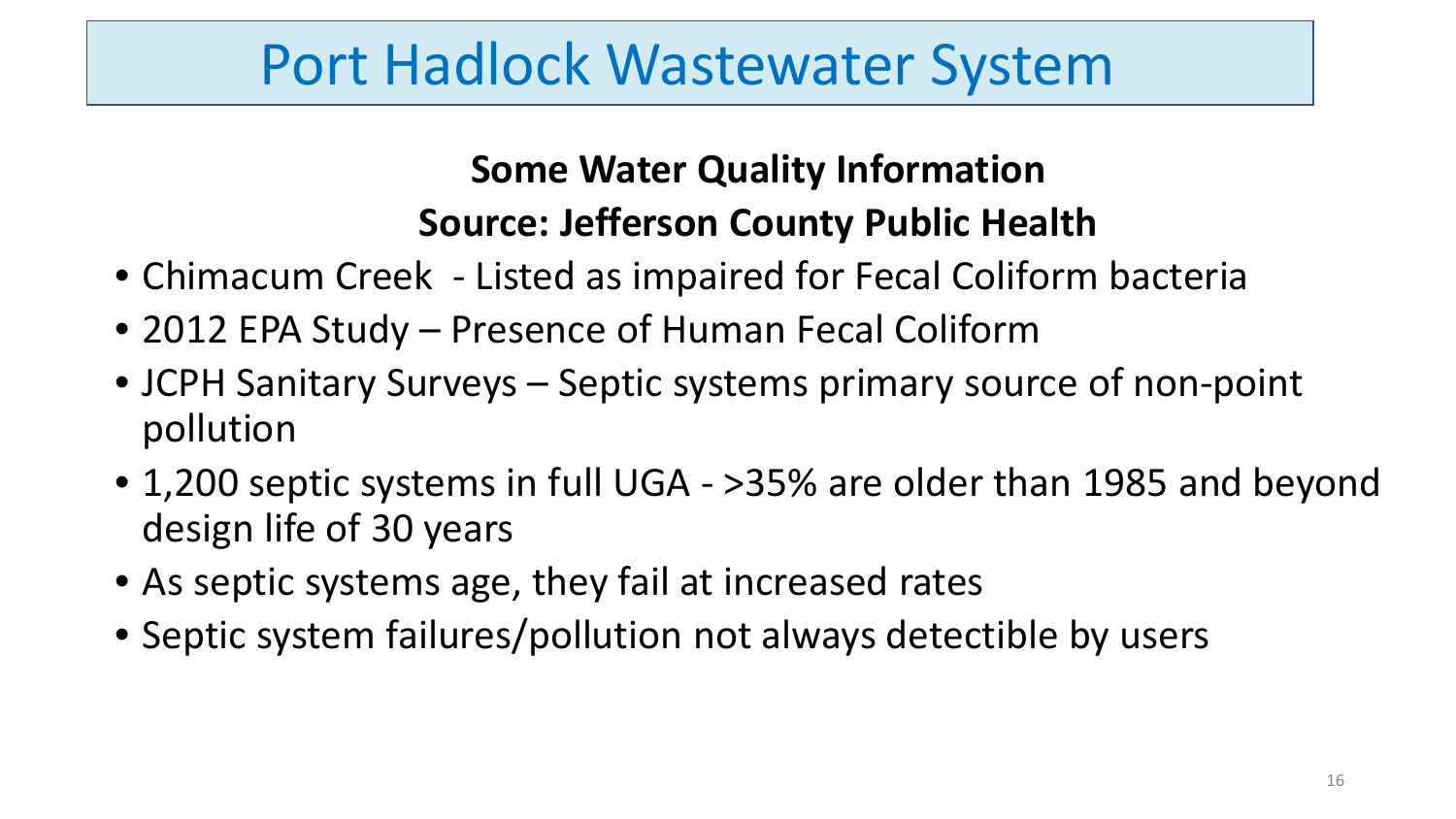# Port Hadlock Wastewater System

**Some Water Quality Information**

**Source: Jefferson County Public Health**

- Chimacum Creek - Listed as impaired for Fecal Coliform bacteria
- 2012 EPA Study – Presence of Human Fecal Coliform
- JCPH Sanitary Surveys – Septic systems primary source of non-point pollution
- 1,200 septic systems in full UGA - >35% are older than 1985 and beyond design life of 30 years
- As septic systems age, they fail at increased rates
- Septic system failures/pollution not always detectible by users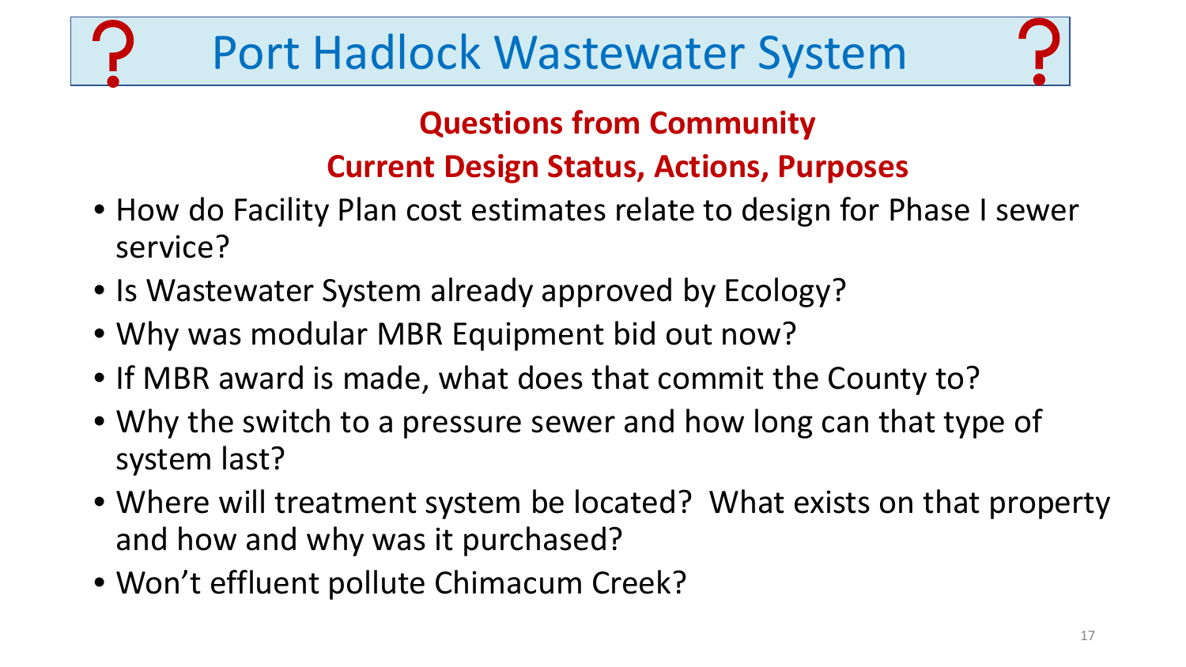# Port Hadlock Wastewater System

## Questions from Community

## Current Design Status, Actions, Purposes

- How do Facility Plan cost estimates relate to design for Phase I sewer service?
- Is Wastewater System already approved by Ecology?
- Why was modular MBR Equipment bid out now?
- If MBR award is made, what does that commit the County to?
- Why the switch to a pressure sewer and how long can that type of system last?
- Where will treatment system be located? What exists on that property and how and why was it purchased?
- Won't effluent pollute Chimacum Creek?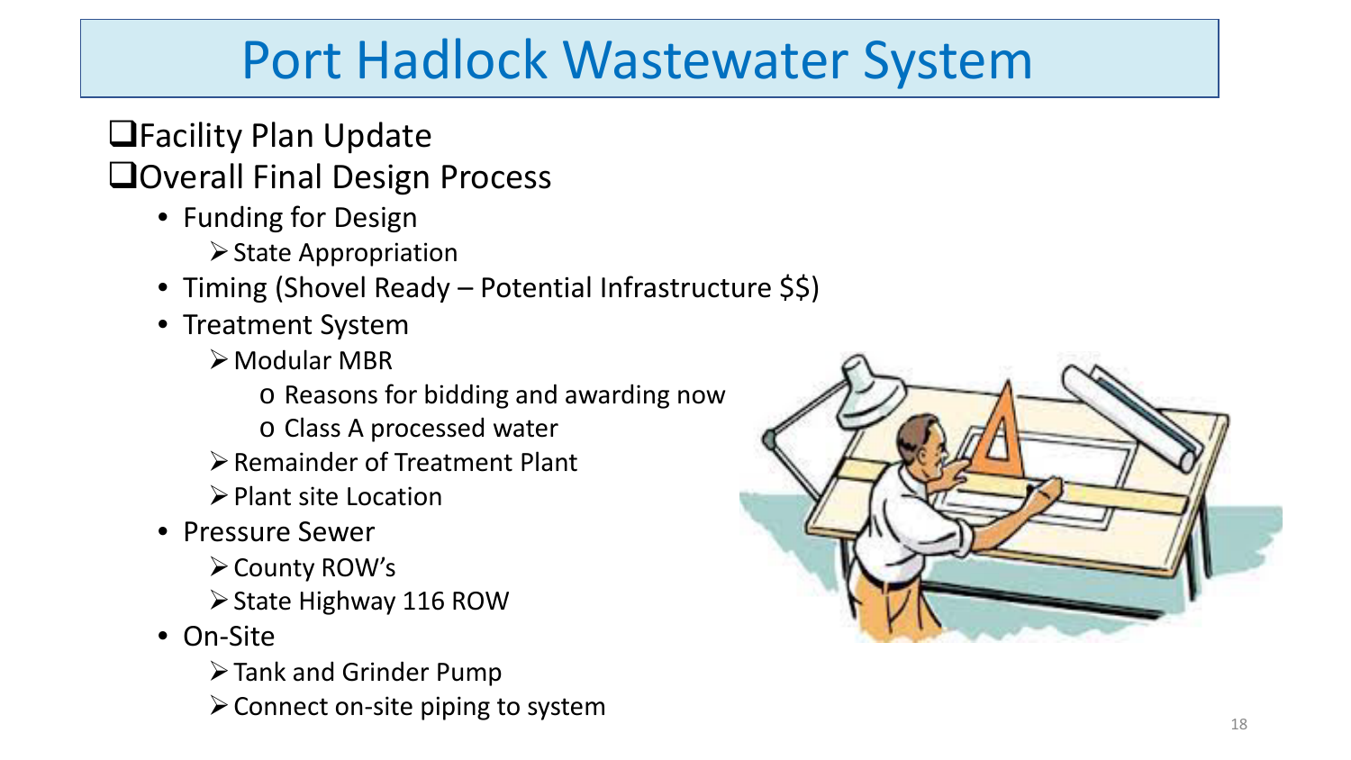# Port Hadlock Wastewater System

- Facility Plan Update
- Overall Final Design Process
  - Funding for Design
    - State Appropriation
  - Timing (Shovel Ready – Potential Infrastructure $$)
  - Treatment System
    - Modular MBR
      - Reasons for bidding and awarding now
      - Class A processed water
    - Remainder of Treatment Plant
    - Plant site Location
  - Pressure Sewer
    - County ROW's
    - State Highway 116 ROW
  - On-Site
    - Tank and Grinder Pump
    - Connect on-site piping to system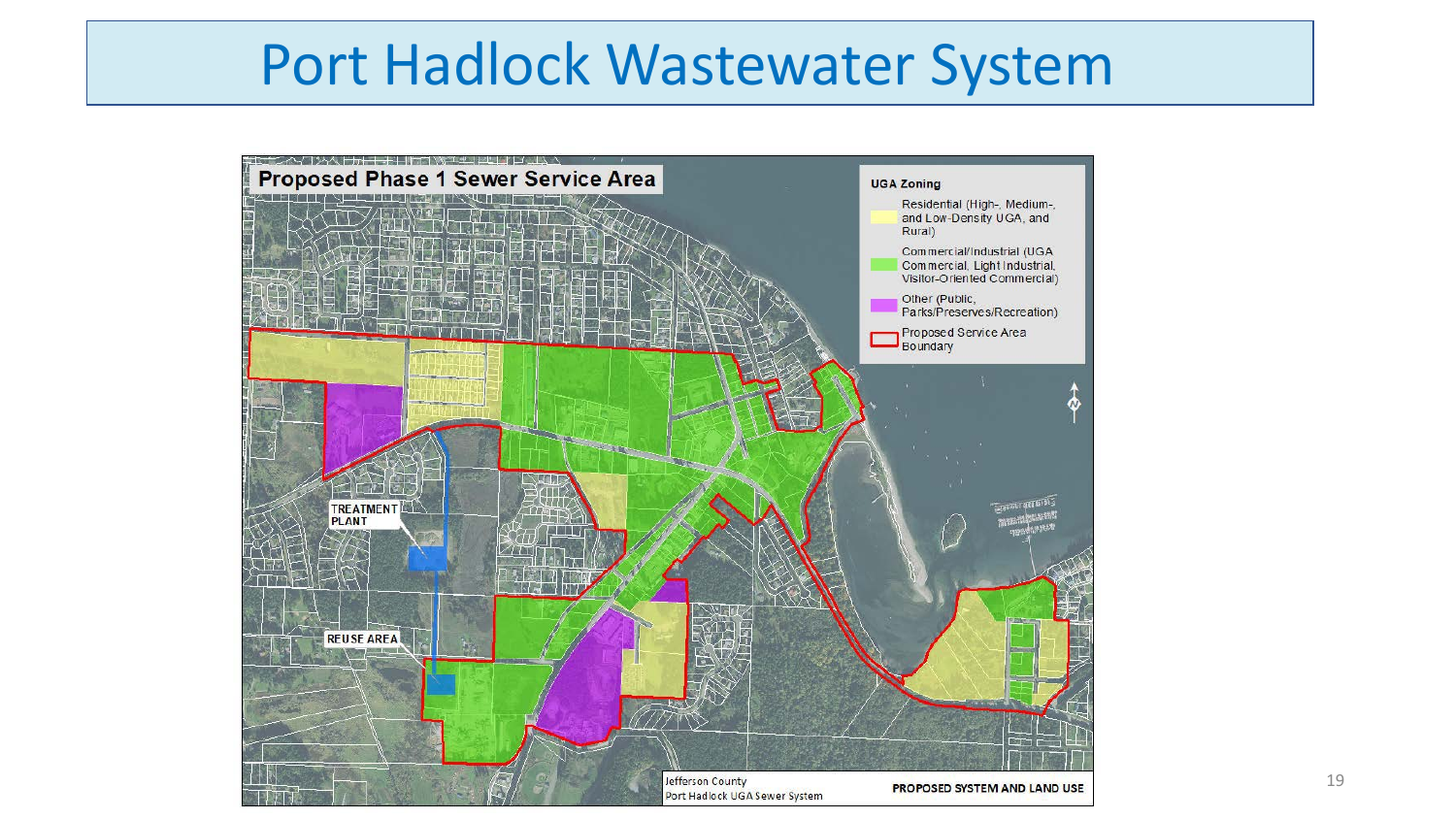# Port Hadlock Wastewater System

**Proposed Phase 1 Sewer Service Area**

**UGA Zoning**

- Residential (High-, Medium-, and Low-Density UGA, and Rural)
- Commercial/Industrial (UGA Commercial, Light Industrial, Visitor-Oriented Commercial)
- Other (Public, Parks/Preserves/Recreation)
- Proposed Service Area Boundary

TREATMENT PLANT

REUSE AREA

Jefferson County
Port Hadlock UGA Sewer System

**PROPOSED SYSTEM AND LAND USE**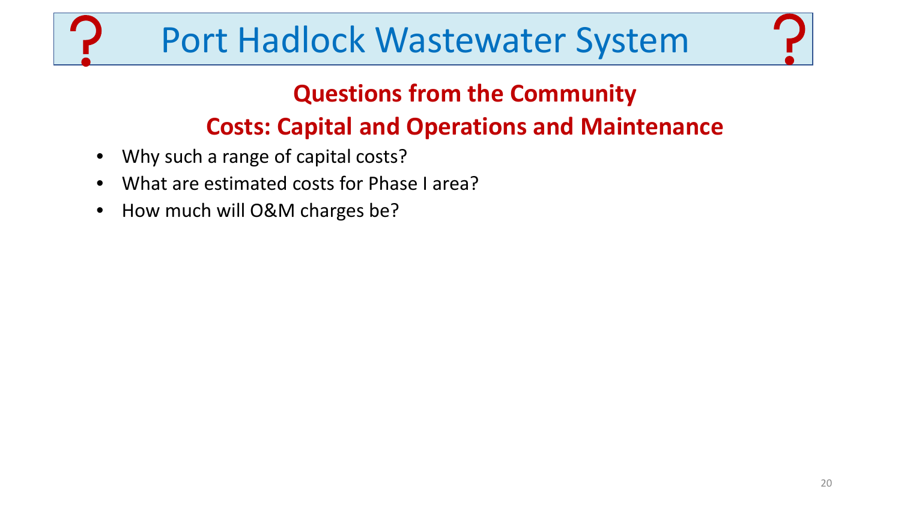# Port Hadlock Wastewater System

## Questions from the Community

## Costs: Capital and Operations and Maintenance

- Why such a range of capital costs?
- What are estimated costs for Phase I area?
- How much will O&M charges be?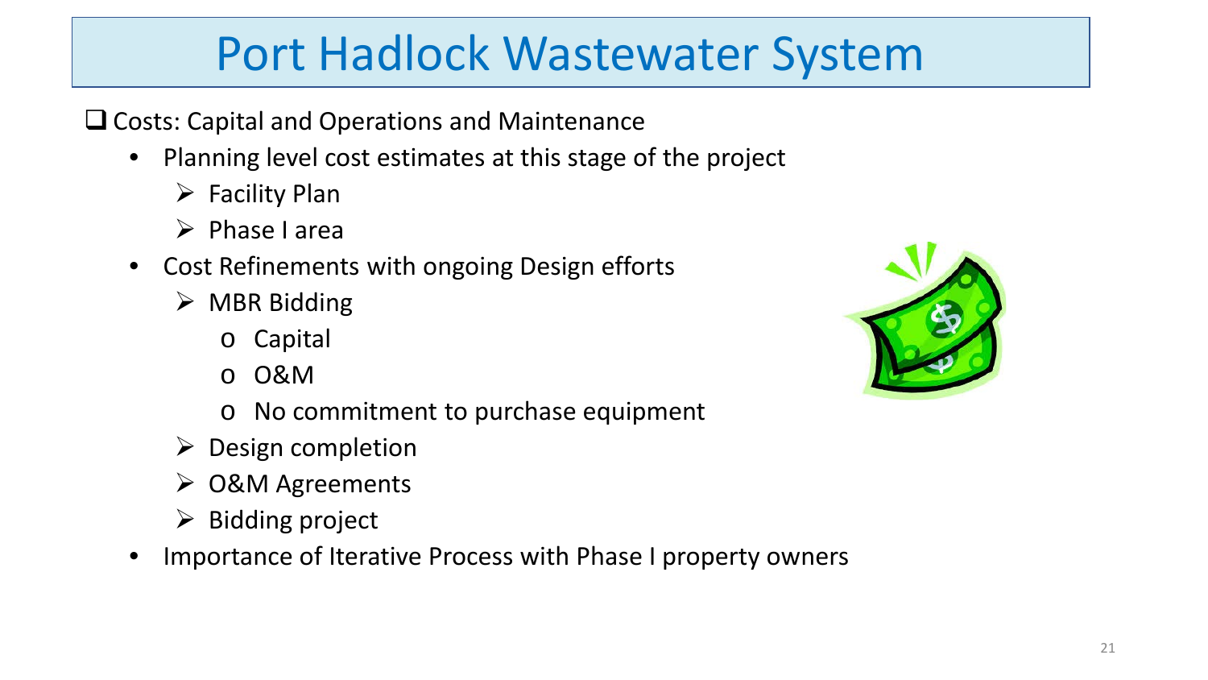# Port Hadlock Wastewater System

- Costs: Capital and Operations and Maintenance
  - Planning level cost estimates at this stage of the project
    - Facility Plan
    - Phase I area
  - Cost Refinements with ongoing Design efforts
    - MBR Bidding
      - Capital
      - O&M
      - No commitment to purchase equipment
    - Design completion
    - O&M Agreements
    - Bidding project
  - Importance of Iterative Process with Phase I property owners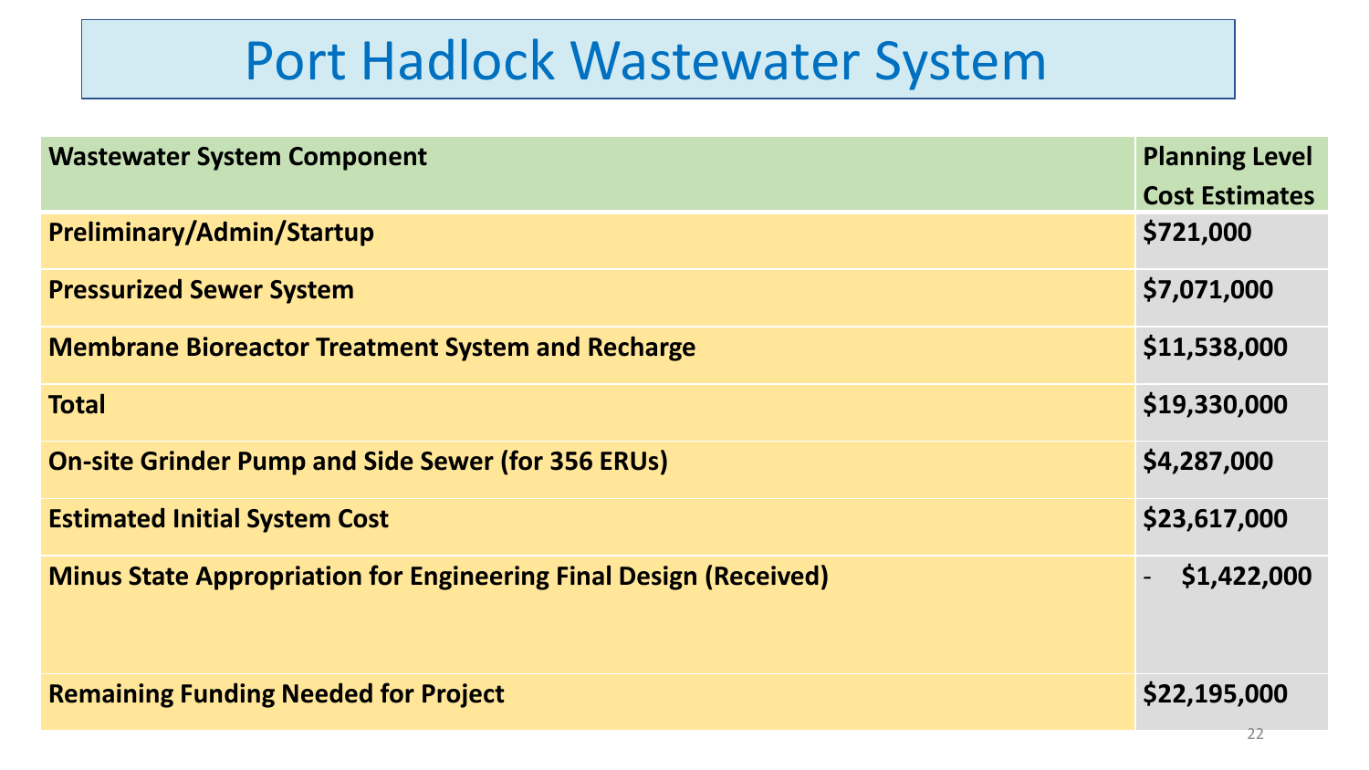# Port Hadlock Wastewater System

| Wastewater System Component | Planning Level Cost Estimates |
|---|---|
| **Preliminary/Admin/Startup** | **$721,000** |
| **Pressurized Sewer System** | **$7,071,000** |
| **Membrane Bioreactor Treatment System and Recharge** | **$11,538,000** |
| **Total** | **$19,330,000** |
| **On-site Grinder Pump and Side Sewer (for 356 ERUs)** | **$4,287,000** |
| **Estimated Initial System Cost** | **$23,617,000** |
| **Minus State Appropriation for Engineering Final Design (Received)** | **- $1,422,000** |
| **Remaining Funding Needed for Project** | **$22,195,000** |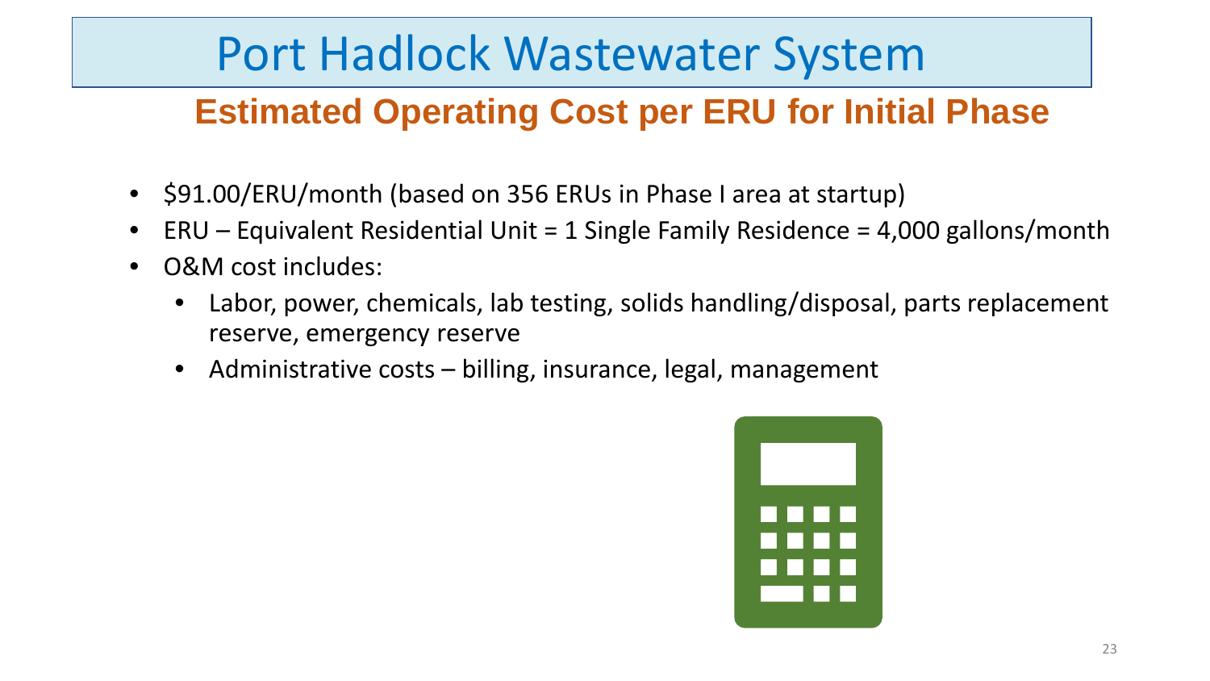# Port Hadlock Wastewater System

## Estimated Operating Cost per ERU for Initial Phase

- $91.00/ERU/month (based on 356 ERUs in Phase I area at startup)
- ERU – Equivalent Residential Unit = 1 Single Family Residence = 4,000 gallons/month
- O&M cost includes:
  - Labor, power, chemicals, lab testing, solids handling/disposal, parts replacement reserve, emergency reserve
  - Administrative costs – billing, insurance, legal, management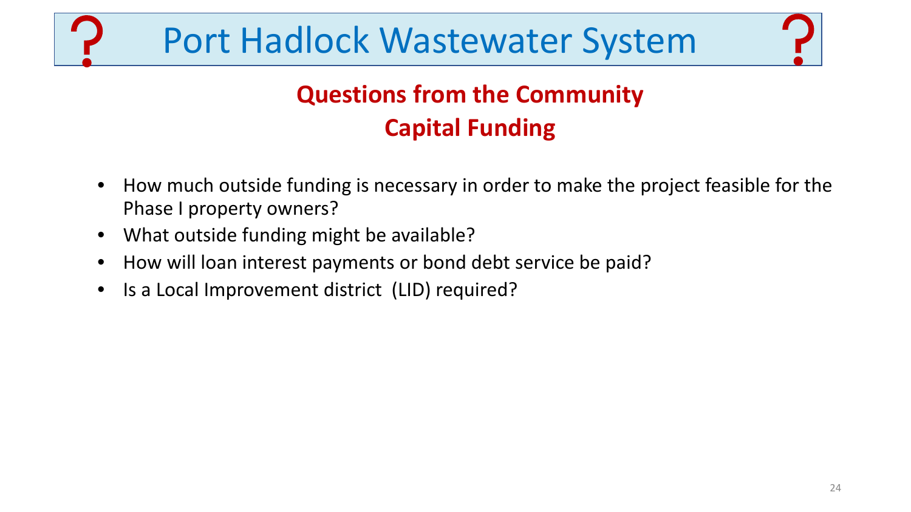# Port Hadlock Wastewater System

## Questions from the Community
## Capital Funding

- How much outside funding is necessary in order to make the project feasible for the Phase I property owners?
- What outside funding might be available?
- How will loan interest payments or bond debt service be paid?
- Is a Local Improvement district (LID) required?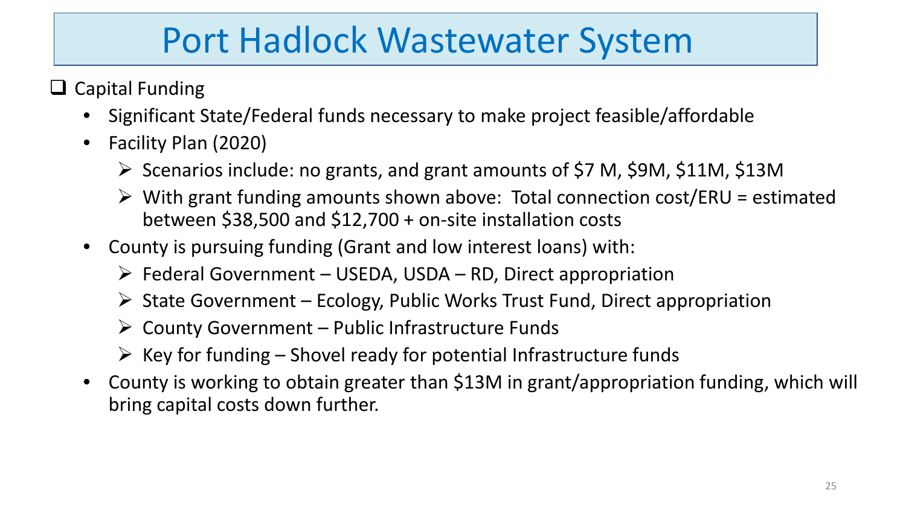# Port Hadlock Wastewater System

- Capital Funding
  - Significant State/Federal funds necessary to make project feasible/affordable
  - Facility Plan (2020)
    - Scenarios include: no grants, and grant amounts of $7 M, $9M, $11M, $13M
    - With grant funding amounts shown above: Total connection cost/ERU = estimated between $38,500 and $12,700 + on-site installation costs
  - County is pursuing funding (Grant and low interest loans) with:
    - Federal Government – USEDA, USDA – RD, Direct appropriation
    - State Government – Ecology, Public Works Trust Fund, Direct appropriation
    - County Government – Public Infrastructure Funds
    - Key for funding – Shovel ready for potential Infrastructure funds
  - County is working to obtain greater than $13M in grant/appropriation funding, which will bring capital costs down further.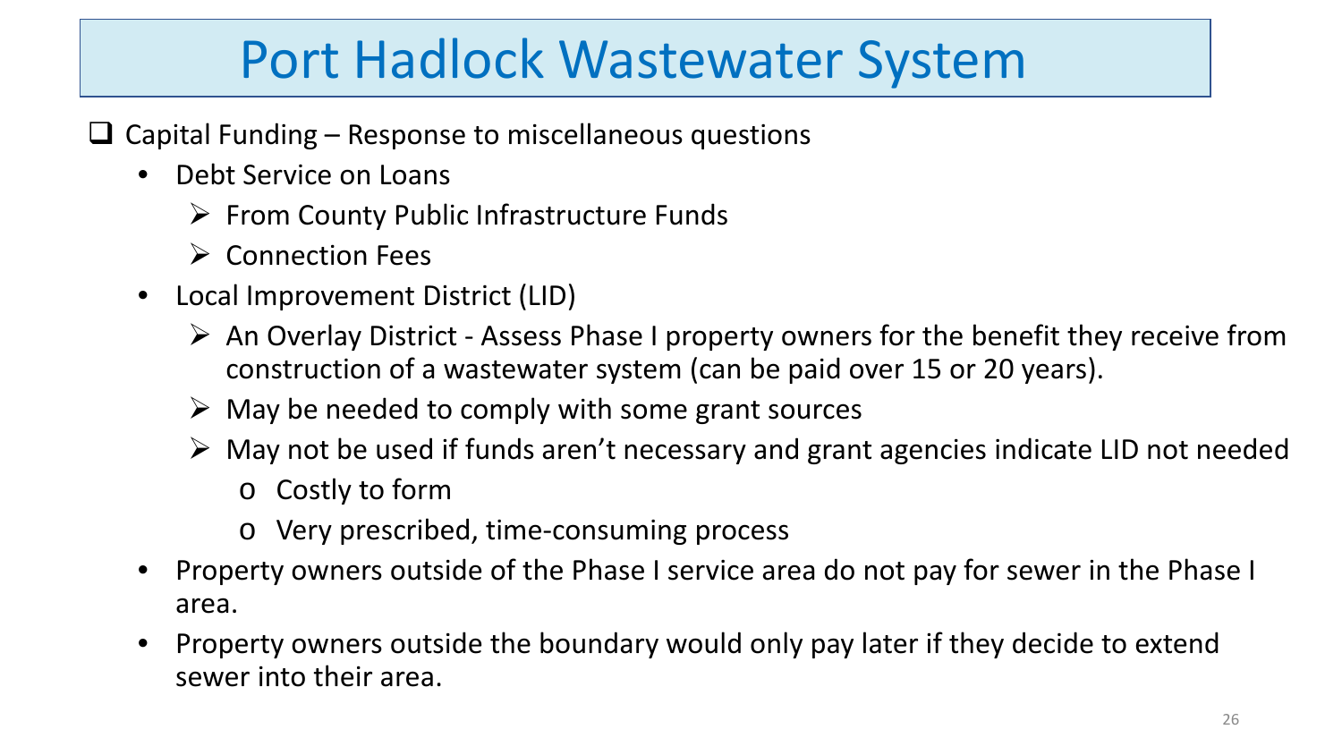# Port Hadlock Wastewater System

- Capital Funding – Response to miscellaneous questions
  - Debt Service on Loans
    - From County Public Infrastructure Funds
    - Connection Fees
  - Local Improvement District (LID)
    - An Overlay District - Assess Phase I property owners for the benefit they receive from construction of a wastewater system (can be paid over 15 or 20 years).
    - May be needed to comply with some grant sources
    - May not be used if funds aren't necessary and grant agencies indicate LID not needed
      - Costly to form
      - Very prescribed, time-consuming process
  - Property owners outside of the Phase I service area do not pay for sewer in the Phase I area.
  - Property owners outside the boundary would only pay later if they decide to extend sewer into their area.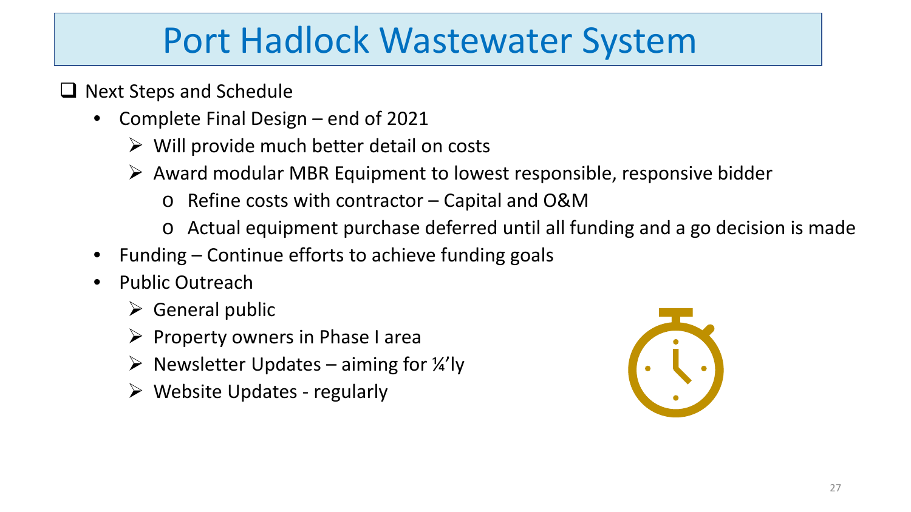# Port Hadlock Wastewater System

- Next Steps and Schedule
  - Complete Final Design – end of 2021
    - Will provide much better detail on costs
    - Award modular MBR Equipment to lowest responsible, responsive bidder
      - Refine costs with contractor – Capital and O&M
      - Actual equipment purchase deferred until all funding and a go decision is made
  - Funding – Continue efforts to achieve funding goals
  - Public Outreach
    - General public
    - Property owners in Phase I area
    - Newsletter Updates – aiming for ¼'ly
    - Website Updates - regularly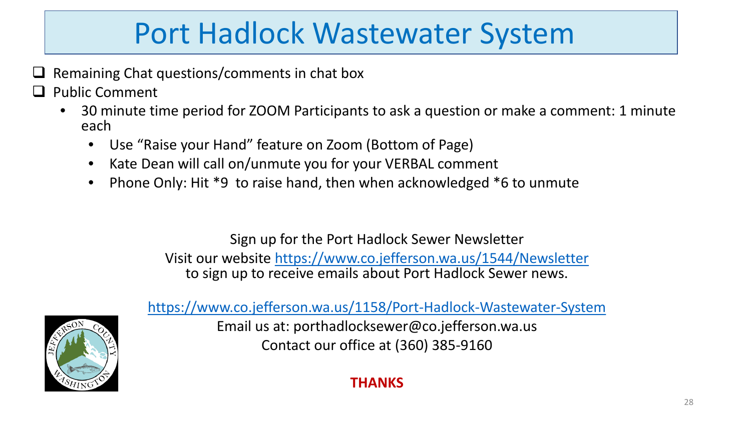# Port Hadlock Wastewater System

- ❑ Remaining Chat questions/comments in chat box
- ❑ Public Comment
  - 30 minute time period for ZOOM Participants to ask a question or make a comment: 1 minute each
    - Use "Raise your Hand" feature on Zoom (Bottom of Page)
    - Kate Dean will call on/unmute you for your VERBAL comment
    - Phone Only: Hit *9 to raise hand, then when acknowledged *6 to unmute

Sign up for the Port Hadlock Sewer Newsletter
Visit our website https://www.co.jefferson.wa.us/1544/Newsletter
to sign up to receive emails about Port Hadlock Sewer news.

https://www.co.jefferson.wa.us/1158/Port-Hadlock-Wastewater-System

Email us at: porthadlocksewer@co.jefferson.wa.us

Contact our office at (360) 385-9160

**THANKS**